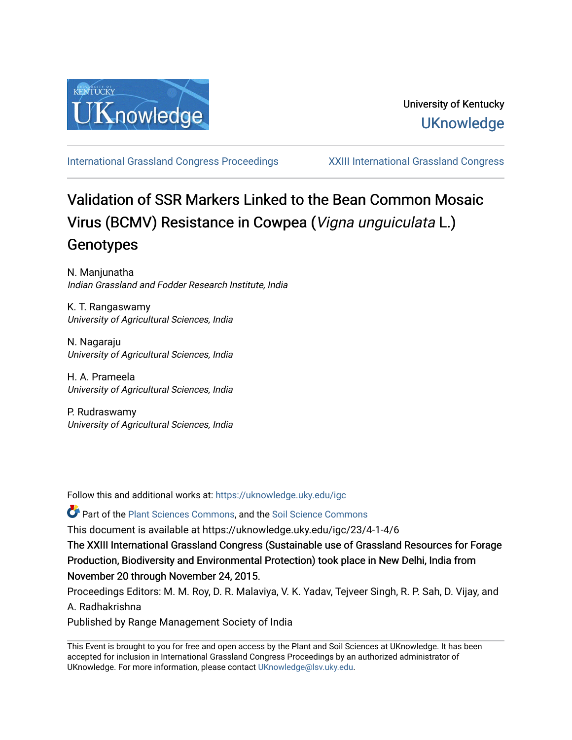University of Kentucky

UKnowledge

International Grassland Congress Proceedings | XXIII International Grassland Congress

# Validation of SSR Markers Linked to the Bean Common Mosaic Virus (BCMV) Resistance in Cowpea (*Vigna unguiculata* L.) Genotypes

N. Manjunatha
*Indian Grassland and Fodder Research Institute, India*

K. T. Rangaswamy
*University of Agricultural Sciences, India*

N. Nagaraju
*University of Agricultural Sciences, India*

H. A. Prameela
*University of Agricultural Sciences, India*

P. Rudraswamy
*University of Agricultural Sciences, India*

Follow this and additional works at: https://uknowledge.uky.edu/igc

Part of the Plant Sciences Commons, and the Soil Science Commons

This document is available at https://uknowledge.uky.edu/igc/23/4-1-4/6

The XXIII International Grassland Congress (Sustainable use of Grassland Resources for Forage Production, Biodiversity and Environmental Protection) took place in New Delhi, India from November 20 through November 24, 2015.

Proceedings Editors: M. M. Roy, D. R. Malaviya, V. K. Yadav, Tejveer Singh, R. P. Sah, D. Vijay, and A. Radhakrishna

Published by Range Management Society of India

This Event is brought to you for free and open access by the Plant and Soil Sciences at UKnowledge. It has been accepted for inclusion in International Grassland Congress Proceedings by an authorized administrator of UKnowledge. For more information, please contact UKnowledge@lsv.uky.edu.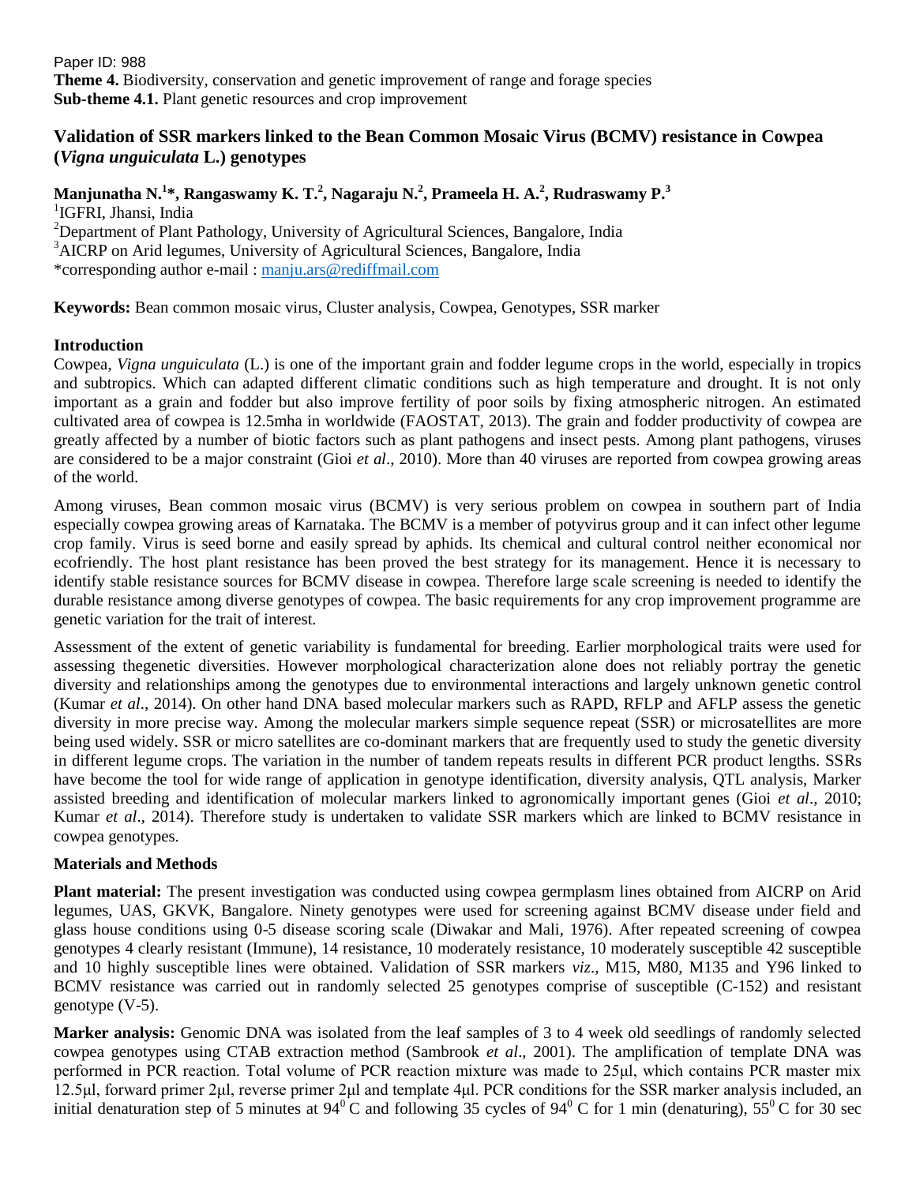Paper ID: 988

**Theme 4.** Biodiversity, conservation and genetic improvement of range and forage species

**Sub-theme 4.1.** Plant genetic resources and crop improvement

# Validation of SSR markers linked to the Bean Common Mosaic Virus (BCMV) resistance in Cowpea (*Vigna unguiculata* L.) genotypes

**Manjunatha N.[1]\*, Rangaswamy K. T.[2], Nagaraju N.[2], Prameela H. A.[2], Rudraswamy P.[3]**

[1]IGFRI, Jhansi, India

[2]Department of Plant Pathology, University of Agricultural Sciences, Bangalore, India

[3]AICRP on Arid legumes, University of Agricultural Sciences, Bangalore, India

*corresponding author e-mail : manju.ars@rediffmail.com

**Keywords:** Bean common mosaic virus, Cluster analysis, Cowpea, Genotypes, SSR marker

## Introduction

Cowpea, *Vigna unguiculata* (L.) is one of the important grain and fodder legume crops in the world, especially in tropics and subtropics. Which can adapted different climatic conditions such as high temperature and drought. It is not only important as a grain and fodder but also improve fertility of poor soils by fixing atmospheric nitrogen. An estimated cultivated area of cowpea is 12.5mha in worldwide (FAOSTAT, 2013). The grain and fodder productivity of cowpea are greatly affected by a number of biotic factors such as plant pathogens and insect pests. Among plant pathogens, viruses are considered to be a major constraint (Gioi *et al*., 2010). More than 40 viruses are reported from cowpea growing areas of the world.

Among viruses, Bean common mosaic virus (BCMV) is very serious problem on cowpea in southern part of India especially cowpea growing areas of Karnataka. The BCMV is a member of potyvirus group and it can infect other legume crop family. Virus is seed borne and easily spread by aphids. Its chemical and cultural control neither economical nor ecofriendly. The host plant resistance has been proved the best strategy for its management. Hence it is necessary to identify stable resistance sources for BCMV disease in cowpea. Therefore large scale screening is needed to identify the durable resistance among diverse genotypes of cowpea. The basic requirements for any crop improvement programme are genetic variation for the trait of interest.

Assessment of the extent of genetic variability is fundamental for breeding. Earlier morphological traits were used for assessing thegenetic diversities. However morphological characterization alone does not reliably portray the genetic diversity and relationships among the genotypes due to environmental interactions and largely unknown genetic control (Kumar *et al*., 2014). On other hand DNA based molecular markers such as RAPD, RFLP and AFLP assess the genetic diversity in more precise way. Among the molecular markers simple sequence repeat (SSR) or microsatellites are more being used widely. SSR or micro satellites are co-dominant markers that are frequently used to study the genetic diversity in different legume crops. The variation in the number of tandem repeats results in different PCR product lengths. SSRs have become the tool for wide range of application in genotype identification, diversity analysis, QTL analysis, Marker assisted breeding and identification of molecular markers linked to agronomically important genes (Gioi *et al*., 2010; Kumar *et al*., 2014). Therefore study is undertaken to validate SSR markers which are linked to BCMV resistance in cowpea genotypes.

## Materials and Methods

**Plant material:** The present investigation was conducted using cowpea germplasm lines obtained from AICRP on Arid legumes, UAS, GKVK, Bangalore. Ninety genotypes were used for screening against BCMV disease under field and glass house conditions using 0-5 disease scoring scale (Diwakar and Mali, 1976). After repeated screening of cowpea genotypes 4 clearly resistant (Immune), 14 resistance, 10 moderately resistance, 10 moderately susceptible 42 susceptible and 10 highly susceptible lines were obtained. Validation of SSR markers *viz*., M15, M80, M135 and Y96 linked to BCMV resistance was carried out in randomly selected 25 genotypes comprise of susceptible (C-152) and resistant genotype (V-5).

**Marker analysis:** Genomic DNA was isolated from the leaf samples of 3 to 4 week old seedlings of randomly selected cowpea genotypes using CTAB extraction method (Sambrook *et al*., 2001). The amplification of template DNA was performed in PCR reaction. Total volume of PCR reaction mixture was made to 25μl, which contains PCR master mix 12.5μl, forward primer 2μl, reverse primer 2μl and template 4μl. PCR conditions for the SSR marker analysis included, an initial denaturation step of 5 minutes at $94^0$ C and following 35 cycles of $94^0$ C for 1 min (denaturing), $55^0$ C for 30 sec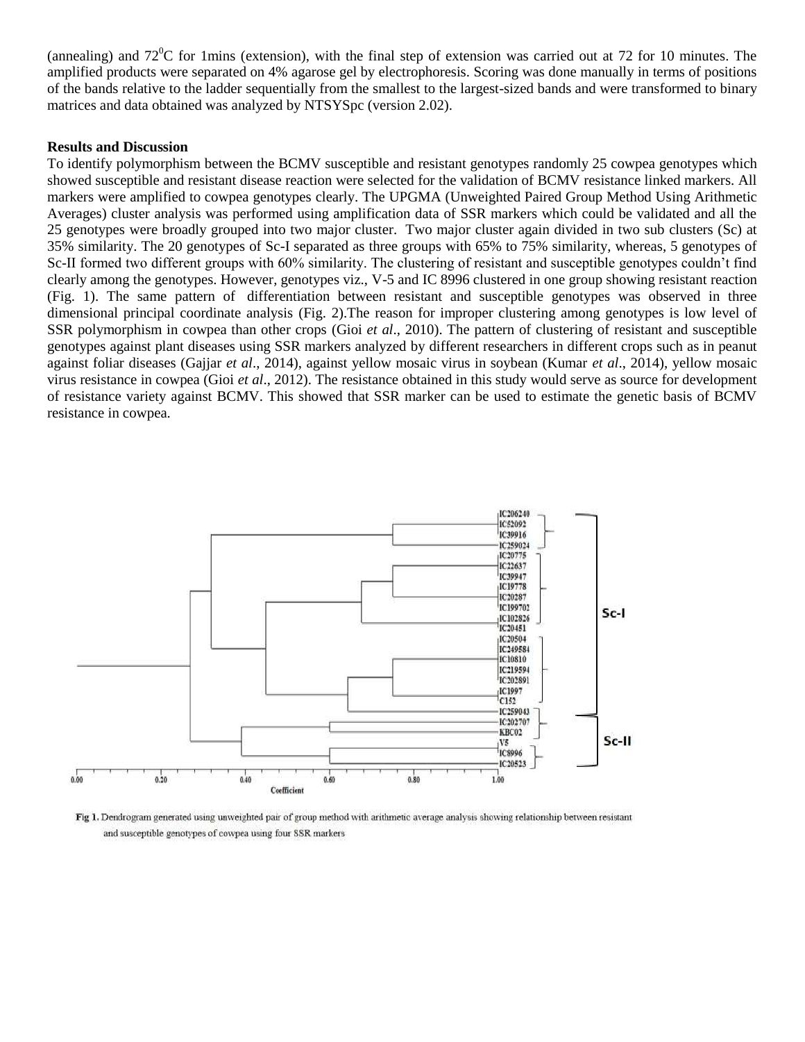(annealing) and $72^0$C for 1mins (extension), with the final step of extension was carried out at 72 for 10 minutes. The amplified products were separated on 4% agarose gel by electrophoresis. Scoring was done manually in terms of positions of the bands relative to the ladder sequentially from the smallest to the largest-sized bands and were transformed to binary matrices and data obtained was analyzed by NTSYSpc (version 2.02).

**Results and Discussion**

To identify polymorphism between the BCMV susceptible and resistant genotypes randomly 25 cowpea genotypes which showed susceptible and resistant disease reaction were selected for the validation of BCMV resistance linked markers. All markers were amplified to cowpea genotypes clearly. The UPGMA (Unweighted Paired Group Method Using Arithmetic Averages) cluster analysis was performed using amplification data of SSR markers which could be validated and all the 25 genotypes were broadly grouped into two major cluster. Two major cluster again divided in two sub clusters (Sc) at 35% similarity. The 20 genotypes of Sc-I separated as three groups with 65% to 75% similarity, whereas, 5 genotypes of Sc-II formed two different groups with 60% similarity. The clustering of resistant and susceptible genotypes couldn't find clearly among the genotypes. However, genotypes viz., V-5 and IC 8996 clustered in one group showing resistant reaction (Fig. 1). The same pattern of differentiation between resistant and susceptible genotypes was observed in three dimensional principal coordinate analysis (Fig. 2).The reason for improper clustering among genotypes is low level of SSR polymorphism in cowpea than other crops (Gioi *et al*., 2010). The pattern of clustering of resistant and susceptible genotypes against plant diseases using SSR markers analyzed by different researchers in different crops such as in peanut against foliar diseases (Gajjar *et al*., 2014), against yellow mosaic virus in soybean (Kumar *et al*., 2014), yellow mosaic virus resistance in cowpea (Gioi *et al*., 2012). The resistance obtained in this study would serve as source for development of resistance variety against BCMV. This showed that SSR marker can be used to estimate the genetic basis of BCMV resistance in cowpea.

Fig 1. Dendrogram generated using unweighted pair of group method with arithmetic average analysis showing relationship between resistant and susceptible genotypes of cowpea using four SSR markers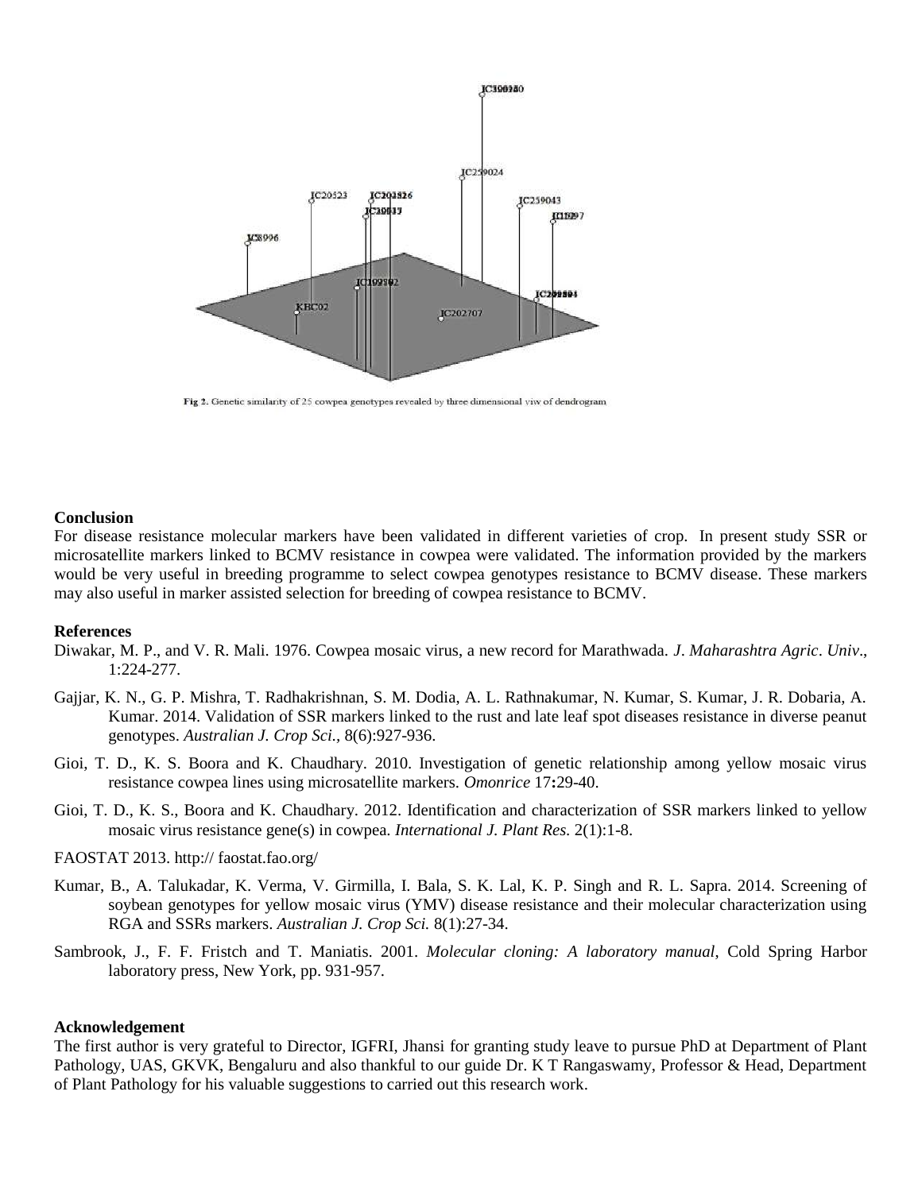IC300350

IC259024

IC20523

IC204526

IC20017

IC259043

IC11297

IC8996

IC199792

IC200004

KBC02

IC202707

Fig 2. Genetic similarity of 25 cowpea genotypes revealed by three dimensional viw of dendrogram

## Conclusion

For disease resistance molecular markers have been validated in different varieties of crop. In present study SSR or microsatellite markers linked to BCMV resistance in cowpea were validated. The information provided by the markers would be very useful in breeding programme to select cowpea genotypes resistance to BCMV disease. These markers may also useful in marker assisted selection for breeding of cowpea resistance to BCMV.

## References

Diwakar, M. P., and V. R. Mali. 1976. Cowpea mosaic virus, a new record for Marathwada. *J. Maharashtra Agric. Univ*., 1:224-277.

Gajjar, K. N., G. P. Mishra, T. Radhakrishnan, S. M. Dodia, A. L. Rathnakumar, N. Kumar, S. Kumar, J. R. Dobaria, A. Kumar. 2014. Validation of SSR markers linked to the rust and late leaf spot diseases resistance in diverse peanut genotypes. *Australian J. Crop Sci.*, 8(6):927-936.

Gioi, T. D., K. S. Boora and K. Chaudhary. 2010. Investigation of genetic relationship among yellow mosaic virus resistance cowpea lines using microsatellite markers. *Omonrice* 17**:**29-40.

Gioi, T. D., K. S., Boora and K. Chaudhary. 2012. Identification and characterization of SSR markers linked to yellow mosaic virus resistance gene(s) in cowpea. *International J. Plant Res.* 2(1):1-8.

FAOSTAT 2013. http:// faostat.fao.org/

Kumar, B., A. Talukadar, K. Verma, V. Girmilla, I. Bala, S. K. Lal, K. P. Singh and R. L. Sapra. 2014. Screening of soybean genotypes for yellow mosaic virus (YMV) disease resistance and their molecular characterization using RGA and SSRs markers. *Australian J. Crop Sci.* 8(1):27-34.

Sambrook, J., F. F. Fristch and T. Maniatis. 2001. *Molecular cloning: A laboratory manual*, Cold Spring Harbor laboratory press, New York, pp. 931-957.

## Acknowledgement

The first author is very grateful to Director, IGFRI, Jhansi for granting study leave to pursue PhD at Department of Plant Pathology, UAS, GKVK, Bengaluru and also thankful to our guide Dr. K T Rangaswamy, Professor & Head, Department of Plant Pathology for his valuable suggestions to carried out this research work.